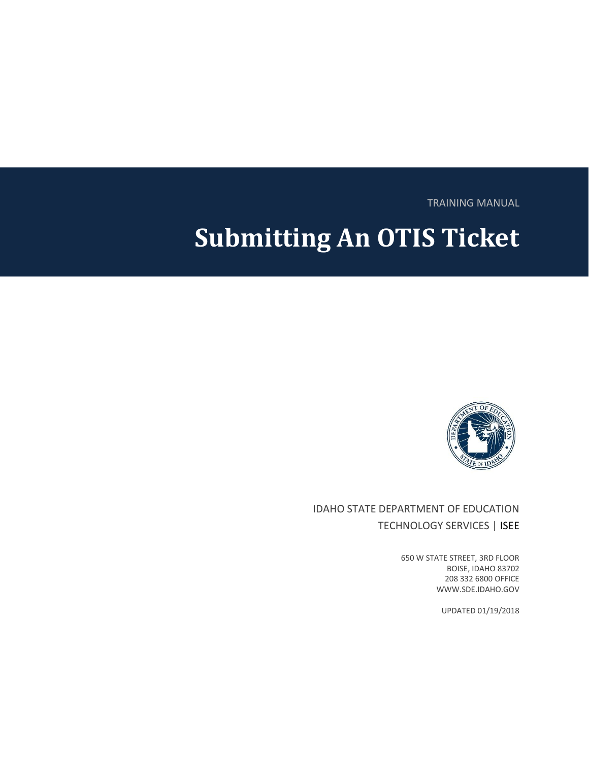TRAINING MANUAL

# Submitting An OTIS Ticket

IDAHO STATE DEPARTMENT OF EDUCATION

TECHNOLOGY SERVICES | ISEE

650 W STATE STREET, 3RD FLOOR
BOISE, IDAHO 83702
208 332 6800 OFFICE
WWW.SDE.IDAHO.GOV

UPDATED 01/19/2018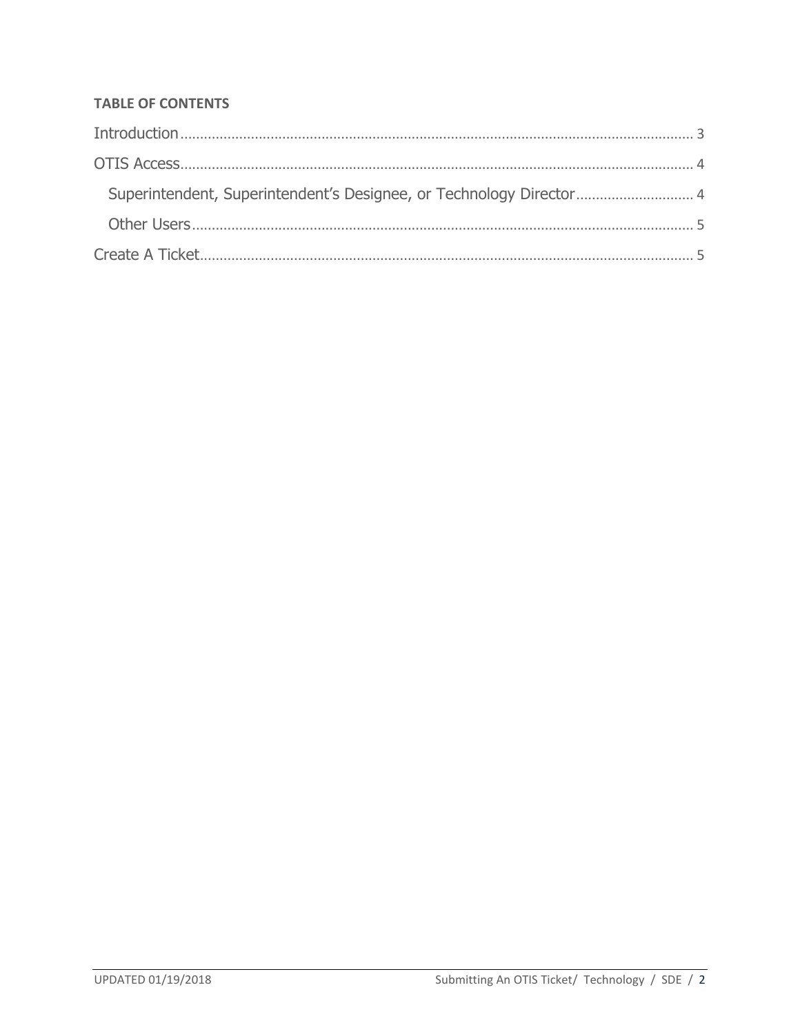**TABLE OF CONTENTS**

Introduction .......... 3

OTIS Access .......... 4

- Superintendent, Superintendent's Designee, or Technology Director .......... 4
- Other Users .......... 5

Create A Ticket .......... 5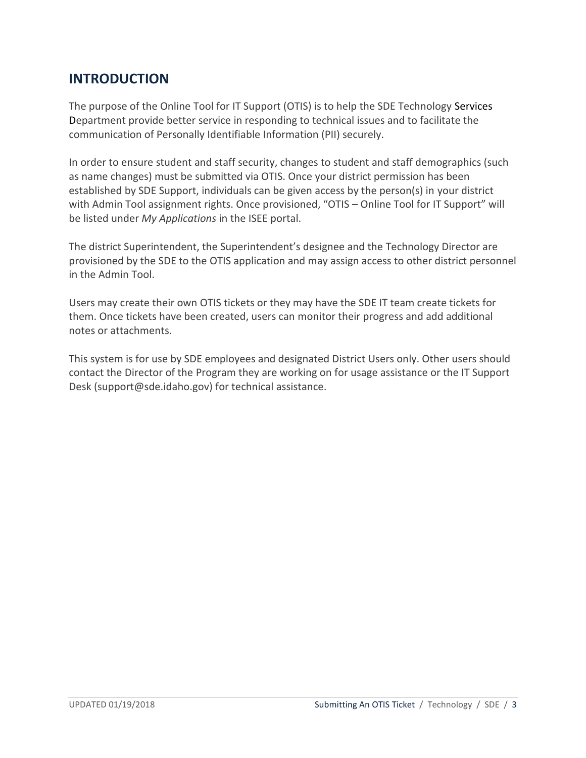## INTRODUCTION

The purpose of the Online Tool for IT Support (OTIS) is to help the SDE Technology Services Department provide better service in responding to technical issues and to facilitate the communication of Personally Identifiable Information (PII) securely.

In order to ensure student and staff security, changes to student and staff demographics (such as name changes) must be submitted via OTIS. Once your district permission has been established by SDE Support, individuals can be given access by the person(s) in your district with Admin Tool assignment rights. Once provisioned, "OTIS – Online Tool for IT Support" will be listed under *My Applications* in the ISEE portal.

The district Superintendent, the Superintendent's designee and the Technology Director are provisioned by the SDE to the OTIS application and may assign access to other district personnel in the Admin Tool.

Users may create their own OTIS tickets or they may have the SDE IT team create tickets for them. Once tickets have been created, users can monitor their progress and add additional notes or attachments.

This system is for use by SDE employees and designated District Users only. Other users should contact the Director of the Program they are working on for usage assistance or the IT Support Desk (support@sde.idaho.gov) for technical assistance.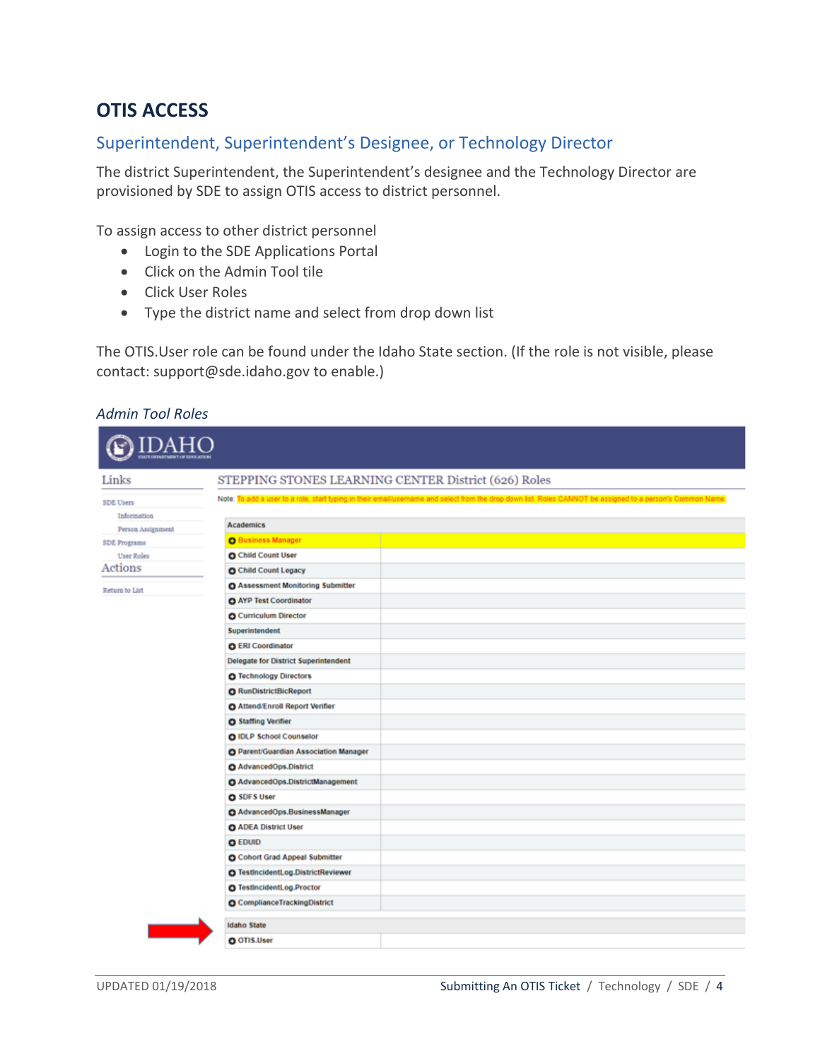# OTIS ACCESS

## Superintendent, Superintendent's Designee, or Technology Director

The district Superintendent, the Superintendent's designee and the Technology Director are provisioned by SDE to assign OTIS access to district personnel.

To assign access to other district personnel

- Login to the SDE Applications Portal
- Click on the Admin Tool tile
- Click User Roles
- Type the district name and select from drop down list

The OTIS.User role can be found under the Idaho State section. (If the role is not visible, please contact: support@sde.idaho.gov to enable.)

*Admin Tool Roles*

IDAHO

| Links |
|---|
| SDE Users |
| Information |
| Person Assignment |
| SDE Programs |
| User Roles |
| **Actions** |
| Return to List |

STEPPING STONES LEARNING CENTER District (626) Roles

Note: To add a user to a role, start typing in their email/username and select from the drop down list. Roles CANNOT be assigned to a person's Common Name.

| Academics | |
|---|---|
| Business Manager | |
| Child Count User | |
| Child Count Legacy | |
| Assessment Monitoring Submitter | |
| AYP Test Coordinator | |
| Curriculum Director | |
| Superintendent | |
| ERI Coordinator | |
| Delegate for District Superintendent | |
| Technology Directors | |
| RunDistrictBicReport | |
| Attend/Enroll Report Verifier | |
| Staffing Verifier | |
| IDLP School Counselor | |
| Parent/Guardian Association Manager | |
| AdvancedOps.District | |
| AdvancedOps.DistrictManagement | |
| SDFS User | |
| AdvancedOps.BusinessManager | |
| ADEA District User | |
| EDUID | |
| Cohort Grad Appeal Submitter | |
| TestIncidentLog.DistrictReviewer | |
| TestIncidentLog.Proctor | |
| ComplianceTrackingDistrict | |

| Idaho State | |
|---|---|
| OTIS.User | |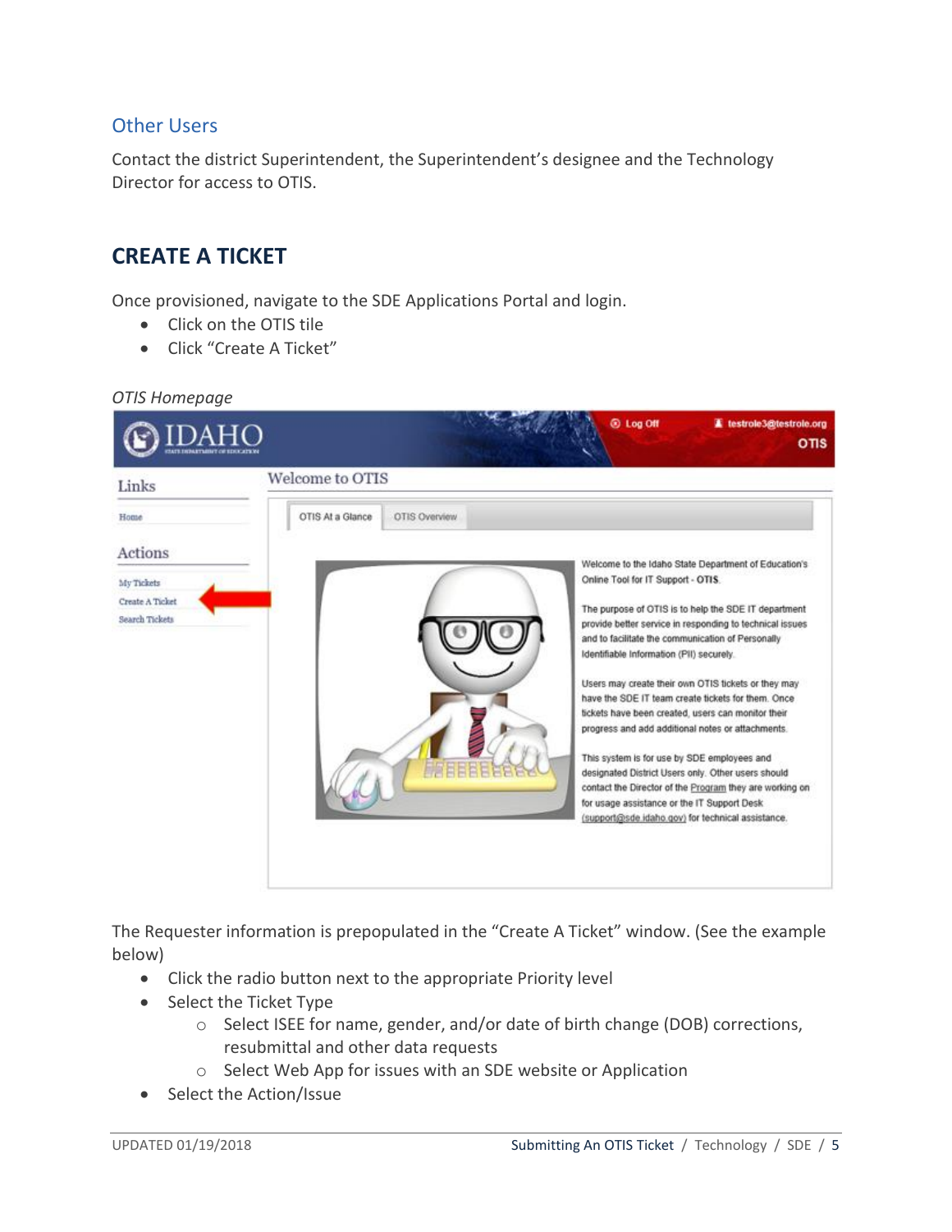## Other Users

Contact the district Superintendent, the Superintendent's designee and the Technology Director for access to OTIS.

# CREATE A TICKET

Once provisioned, navigate to the SDE Applications Portal and login.

- Click on the OTIS tile
- Click "Create A Ticket"

*OTIS Homepage*

The Requester information is prepopulated in the "Create A Ticket" window. (See the example below)

- Click the radio button next to the appropriate Priority level
- Select the Ticket Type
  - Select ISEE for name, gender, and/or date of birth change (DOB) corrections, resubmittal and other data requests
  - Select Web App for issues with an SDE website or Application
- Select the Action/Issue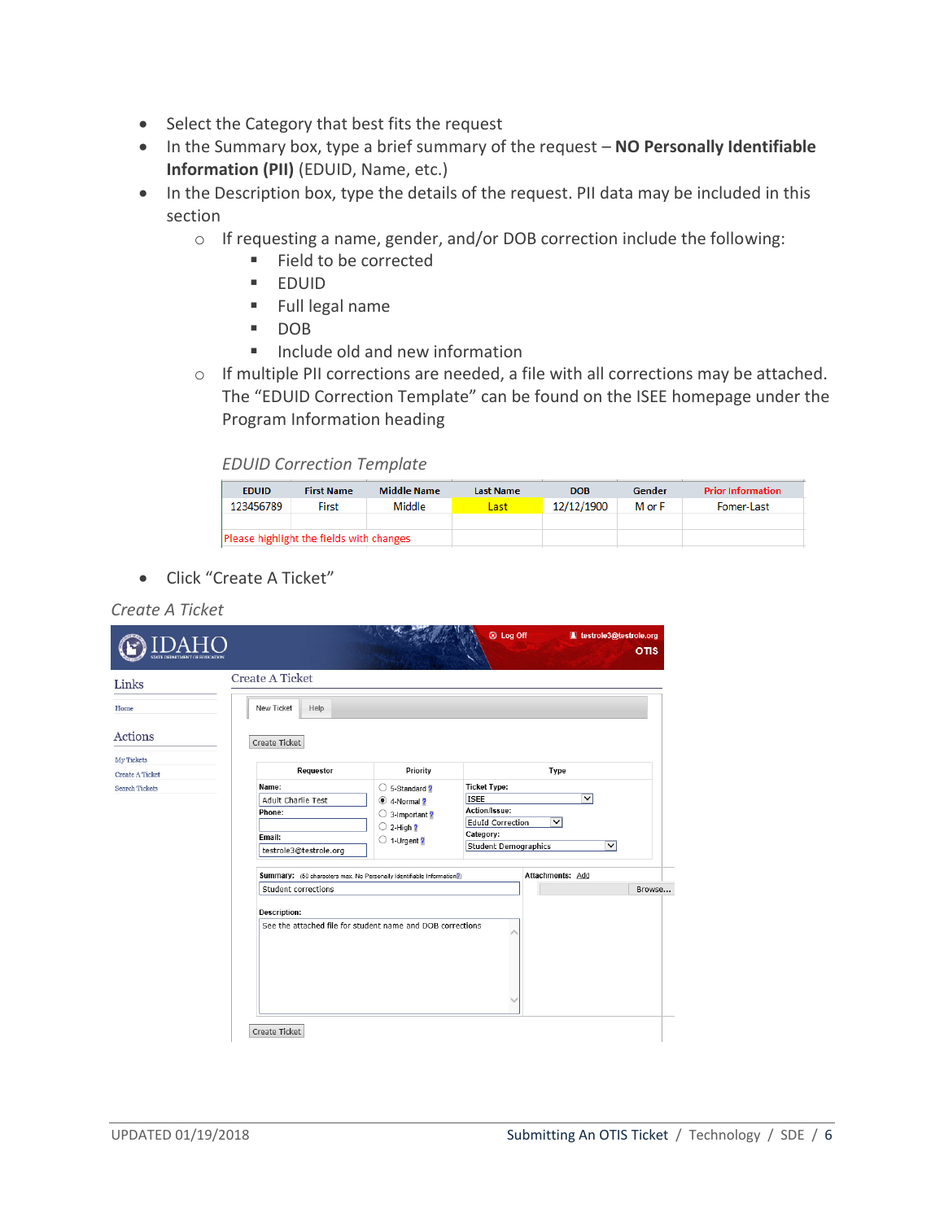- Select the Category that best fits the request
- In the Summary box, type a brief summary of the request – **NO Personally Identifiable Information (PII)** (EDUID, Name, etc.)
- In the Description box, type the details of the request. PII data may be included in this section
    - If requesting a name, gender, and/or DOB correction include the following:
        - Field to be corrected
        - EDUID
        - Full legal name
        - DOB
        - Include old and new information
    - If multiple PII corrections are needed, a file with all corrections may be attached. The "EDUID Correction Template" can be found on the ISEE homepage under the Program Information heading

*EDUID Correction Template*

| EDUID | First Name | Middle Name | Last Name | DOB | Gender | Prior Information |
|---|---|---|---|---|---|---|
| 123456789 | First | Middle | Last | 12/12/1900 | M or F | Fomer-Last |
| | | | | | | |
| Please highlight the fields with changes | | | | | | |

- Click "Create A Ticket"

*Create A Ticket*